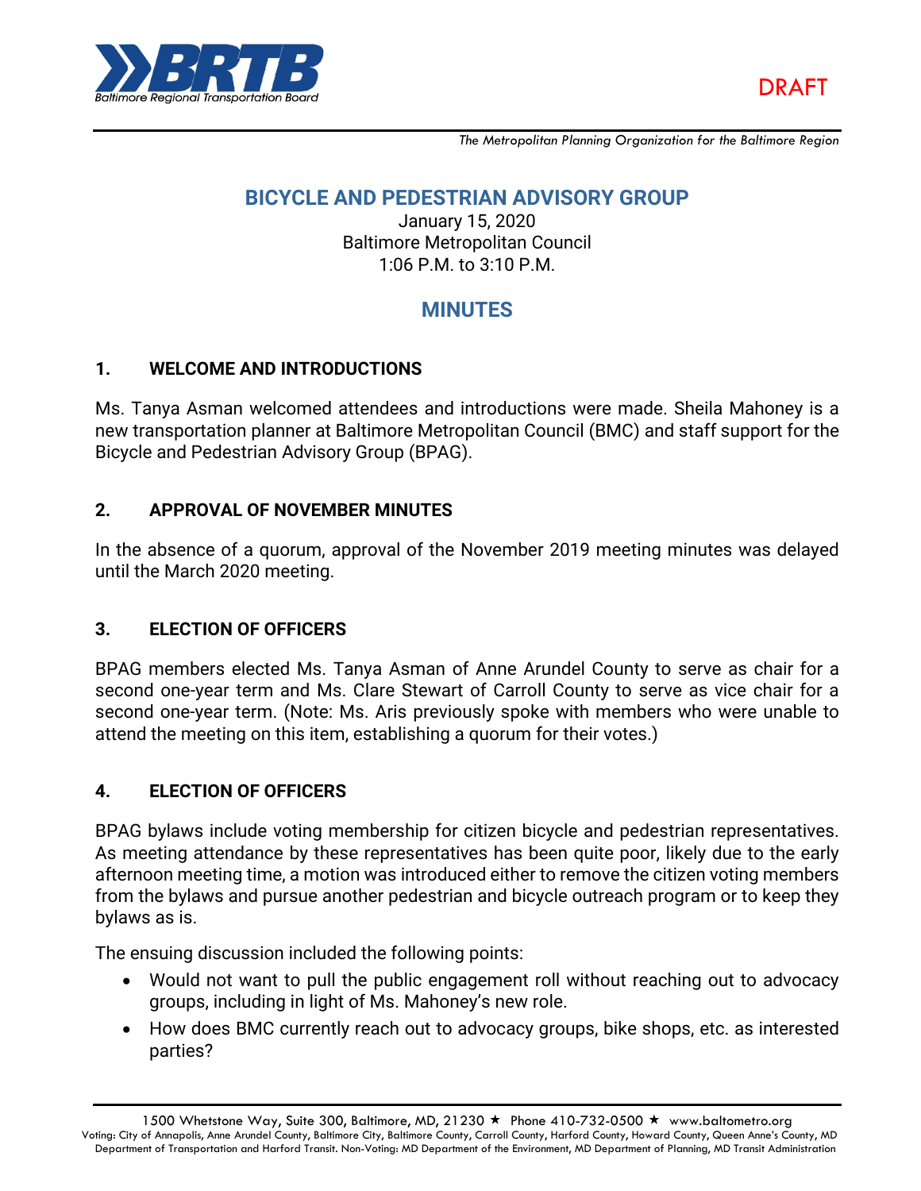DRAFT

*The Metropolitan Planning Organization for the Baltimore Region*

# BICYCLE AND PEDESTRIAN ADVISORY GROUP

January 15, 2020
Baltimore Metropolitan Council
1:06 P.M. to 3:10 P.M.

# MINUTES

## 1. WELCOME AND INTRODUCTIONS

Ms. Tanya Asman welcomed attendees and introductions were made. Sheila Mahoney is a new transportation planner at Baltimore Metropolitan Council (BMC) and staff support for the Bicycle and Pedestrian Advisory Group (BPAG).

## 2. APPROVAL OF NOVEMBER MINUTES

In the absence of a quorum, approval of the November 2019 meeting minutes was delayed until the March 2020 meeting.

## 3. ELECTION OF OFFICERS

BPAG members elected Ms. Tanya Asman of Anne Arundel County to serve as chair for a second one-year term and Ms. Clare Stewart of Carroll County to serve as vice chair for a second one-year term. (Note: Ms. Aris previously spoke with members who were unable to attend the meeting on this item, establishing a quorum for their votes.)

## 4. ELECTION OF OFFICERS

BPAG bylaws include voting membership for citizen bicycle and pedestrian representatives. As meeting attendance by these representatives has been quite poor, likely due to the early afternoon meeting time, a motion was introduced either to remove the citizen voting members from the bylaws and pursue another pedestrian and bicycle outreach program or to keep they bylaws as is.

The ensuing discussion included the following points:

- Would not want to pull the public engagement roll without reaching out to advocacy groups, including in light of Ms. Mahoney's new role.
- How does BMC currently reach out to advocacy groups, bike shops, etc. as interested parties?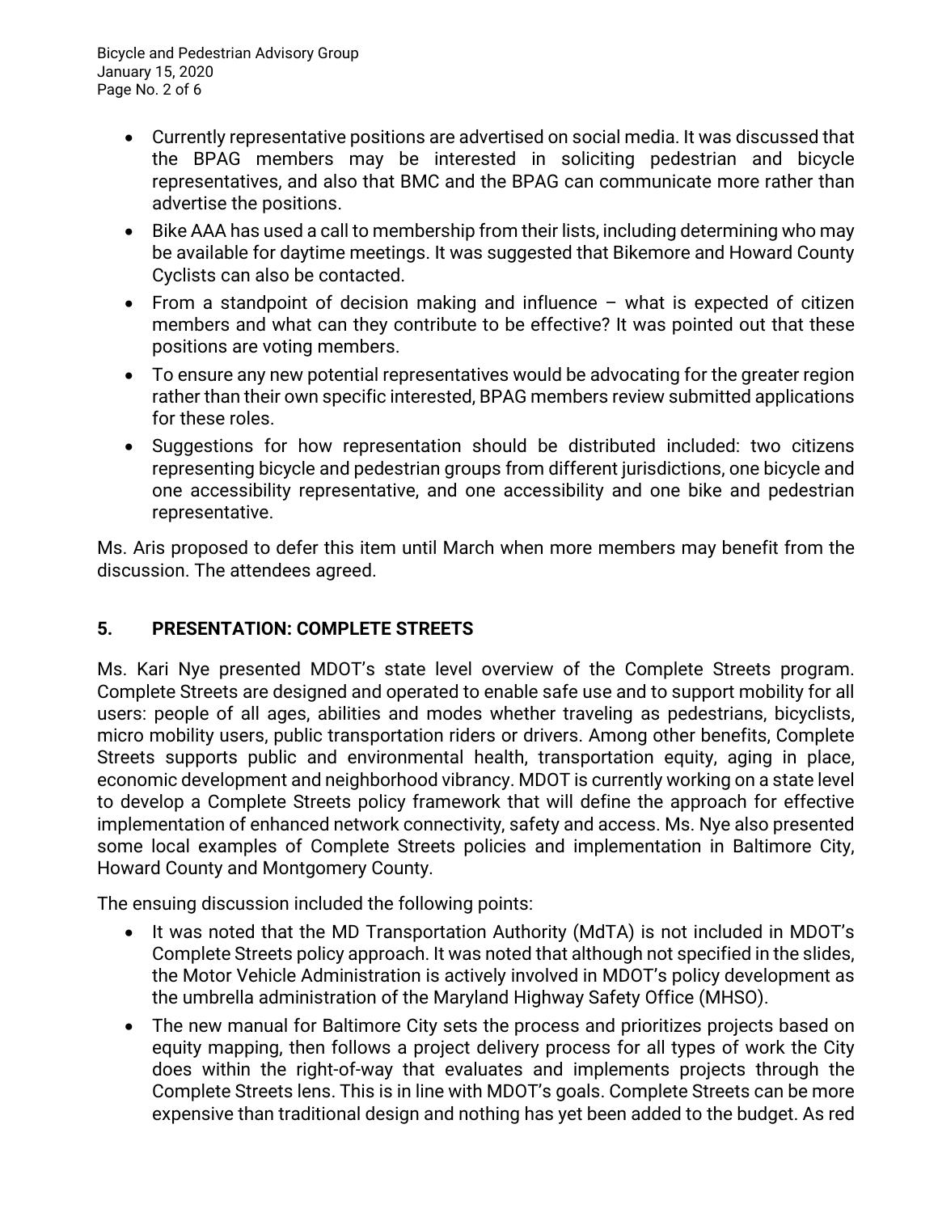- Currently representative positions are advertised on social media. It was discussed that the BPAG members may be interested in soliciting pedestrian and bicycle representatives, and also that BMC and the BPAG can communicate more rather than advertise the positions.
- Bike AAA has used a call to membership from their lists, including determining who may be available for daytime meetings. It was suggested that Bikemore and Howard County Cyclists can also be contacted.
- From a standpoint of decision making and influence – what is expected of citizen members and what can they contribute to be effective? It was pointed out that these positions are voting members.
- To ensure any new potential representatives would be advocating for the greater region rather than their own specific interested, BPAG members review submitted applications for these roles.
- Suggestions for how representation should be distributed included: two citizens representing bicycle and pedestrian groups from different jurisdictions, one bicycle and one accessibility representative, and one accessibility and one bike and pedestrian representative.

Ms. Aris proposed to defer this item until March when more members may benefit from the discussion. The attendees agreed.

## 5. PRESENTATION: COMPLETE STREETS

Ms. Kari Nye presented MDOT's state level overview of the Complete Streets program. Complete Streets are designed and operated to enable safe use and to support mobility for all users: people of all ages, abilities and modes whether traveling as pedestrians, bicyclists, micro mobility users, public transportation riders or drivers. Among other benefits, Complete Streets supports public and environmental health, transportation equity, aging in place, economic development and neighborhood vibrancy. MDOT is currently working on a state level to develop a Complete Streets policy framework that will define the approach for effective implementation of enhanced network connectivity, safety and access. Ms. Nye also presented some local examples of Complete Streets policies and implementation in Baltimore City, Howard County and Montgomery County.

The ensuing discussion included the following points:

- It was noted that the MD Transportation Authority (MdTA) is not included in MDOT's Complete Streets policy approach. It was noted that although not specified in the slides, the Motor Vehicle Administration is actively involved in MDOT's policy development as the umbrella administration of the Maryland Highway Safety Office (MHSO).
- The new manual for Baltimore City sets the process and prioritizes projects based on equity mapping, then follows a project delivery process for all types of work the City does within the right-of-way that evaluates and implements projects through the Complete Streets lens. This is in line with MDOT's goals. Complete Streets can be more expensive than traditional design and nothing has yet been added to the budget. As red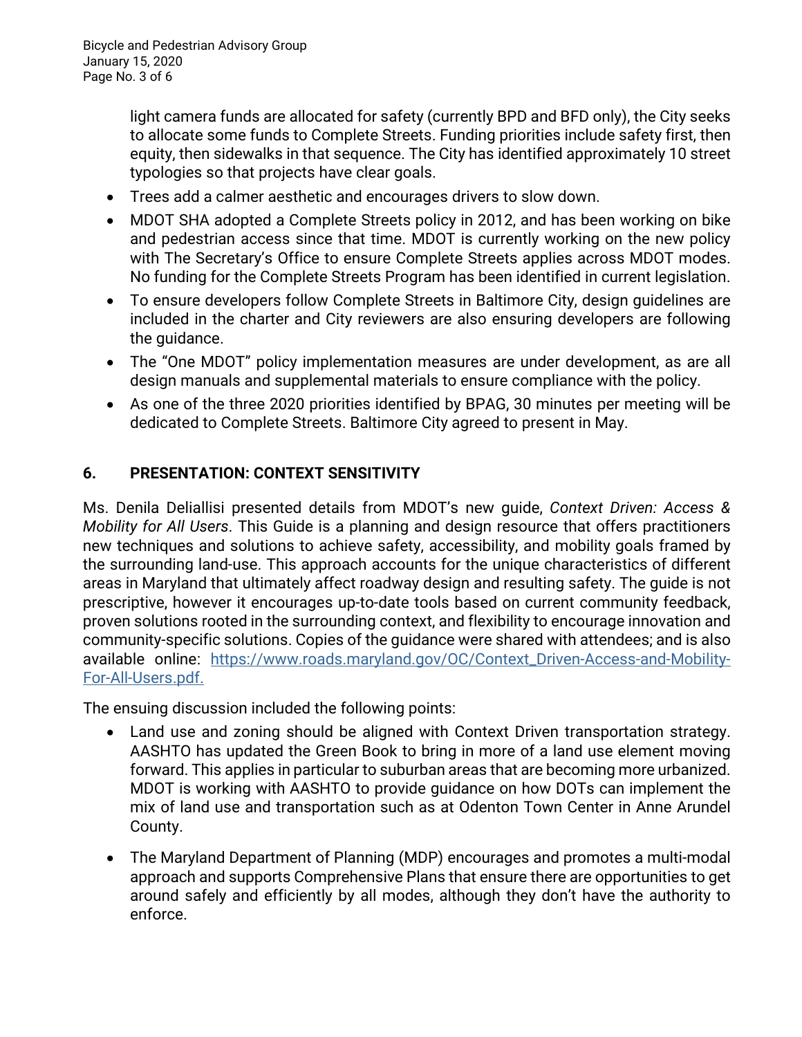light camera funds are allocated for safety (currently BPD and BFD only), the City seeks to allocate some funds to Complete Streets. Funding priorities include safety first, then equity, then sidewalks in that sequence. The City has identified approximately 10 street typologies so that projects have clear goals.

- Trees add a calmer aesthetic and encourages drivers to slow down.
- MDOT SHA adopted a Complete Streets policy in 2012, and has been working on bike and pedestrian access since that time. MDOT is currently working on the new policy with The Secretary's Office to ensure Complete Streets applies across MDOT modes. No funding for the Complete Streets Program has been identified in current legislation.
- To ensure developers follow Complete Streets in Baltimore City, design guidelines are included in the charter and City reviewers are also ensuring developers are following the guidance.
- The "One MDOT" policy implementation measures are under development, as are all design manuals and supplemental materials to ensure compliance with the policy.
- As one of the three 2020 priorities identified by BPAG, 30 minutes per meeting will be dedicated to Complete Streets. Baltimore City agreed to present in May.

## 6. PRESENTATION: CONTEXT SENSITIVITY

Ms. Denila Deliallisi presented details from MDOT's new guide, *Context Driven: Access & Mobility for All Users*. This Guide is a planning and design resource that offers practitioners new techniques and solutions to achieve safety, accessibility, and mobility goals framed by the surrounding land-use. This approach accounts for the unique characteristics of different areas in Maryland that ultimately affect roadway design and resulting safety. The guide is not prescriptive, however it encourages up-to-date tools based on current community feedback, proven solutions rooted in the surrounding context, and flexibility to encourage innovation and community-specific solutions. Copies of the guidance were shared with attendees; and is also available online: [https://www.roads.maryland.gov/OC/Context_Driven-Access-and-Mobility-For-All-Users.pdf.](https://www.roads.maryland.gov/OC/Context_Driven-Access-and-Mobility-For-All-Users.pdf)

The ensuing discussion included the following points:

- Land use and zoning should be aligned with Context Driven transportation strategy. AASHTO has updated the Green Book to bring in more of a land use element moving forward. This applies in particular to suburban areas that are becoming more urbanized. MDOT is working with AASHTO to provide guidance on how DOTs can implement the mix of land use and transportation such as at Odenton Town Center in Anne Arundel County.
- The Maryland Department of Planning (MDP) encourages and promotes a multi-modal approach and supports Comprehensive Plans that ensure there are opportunities to get around safely and efficiently by all modes, although they don't have the authority to enforce.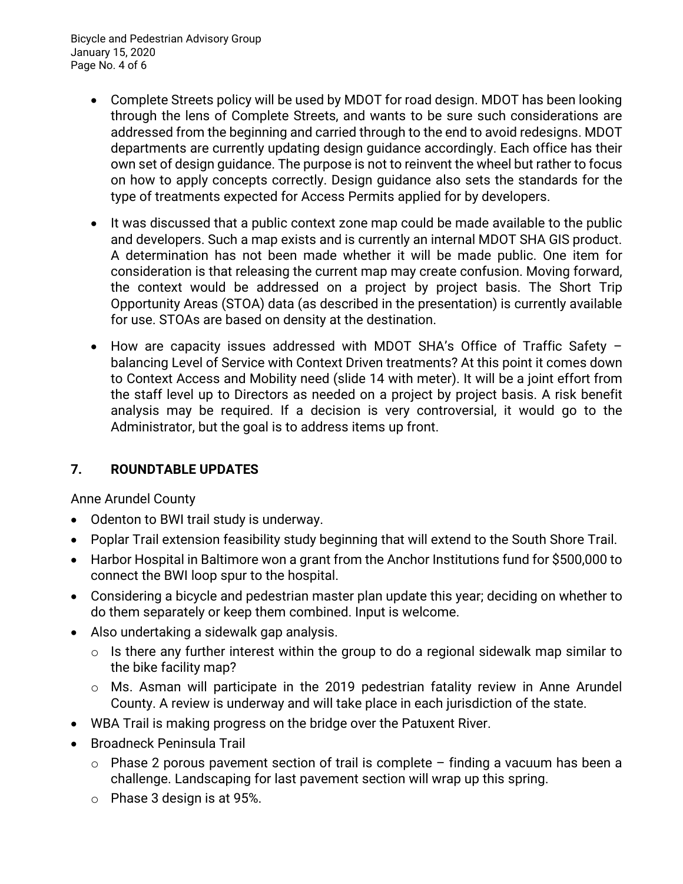- Complete Streets policy will be used by MDOT for road design. MDOT has been looking through the lens of Complete Streets, and wants to be sure such considerations are addressed from the beginning and carried through to the end to avoid redesigns. MDOT departments are currently updating design guidance accordingly. Each office has their own set of design guidance. The purpose is not to reinvent the wheel but rather to focus on how to apply concepts correctly. Design guidance also sets the standards for the type of treatments expected for Access Permits applied for by developers.

- It was discussed that a public context zone map could be made available to the public and developers. Such a map exists and is currently an internal MDOT SHA GIS product. A determination has not been made whether it will be made public. One item for consideration is that releasing the current map may create confusion. Moving forward, the context would be addressed on a project by project basis. The Short Trip Opportunity Areas (STOA) data (as described in the presentation) is currently available for use. STOAs are based on density at the destination.

- How are capacity issues addressed with MDOT SHA's Office of Traffic Safety – balancing Level of Service with Context Driven treatments? At this point it comes down to Context Access and Mobility need (slide 14 with meter). It will be a joint effort from the staff level up to Directors as needed on a project by project basis. A risk benefit analysis may be required. If a decision is very controversial, it would go to the Administrator, but the goal is to address items up front.

## 7. ROUNDTABLE UPDATES

Anne Arundel County

- Odenton to BWI trail study is underway.
- Poplar Trail extension feasibility study beginning that will extend to the South Shore Trail.
- Harbor Hospital in Baltimore won a grant from the Anchor Institutions fund for $500,000 to connect the BWI loop spur to the hospital.
- Considering a bicycle and pedestrian master plan update this year; deciding on whether to do them separately or keep them combined. Input is welcome.
- Also undertaking a sidewalk gap analysis.
  - Is there any further interest within the group to do a regional sidewalk map similar to the bike facility map?
  - Ms. Asman will participate in the 2019 pedestrian fatality review in Anne Arundel County. A review is underway and will take place in each jurisdiction of the state.
- WBA Trail is making progress on the bridge over the Patuxent River.
- Broadneck Peninsula Trail
  - Phase 2 porous pavement section of trail is complete – finding a vacuum has been a challenge. Landscaping for last pavement section will wrap up this spring.
  - Phase 3 design is at 95%.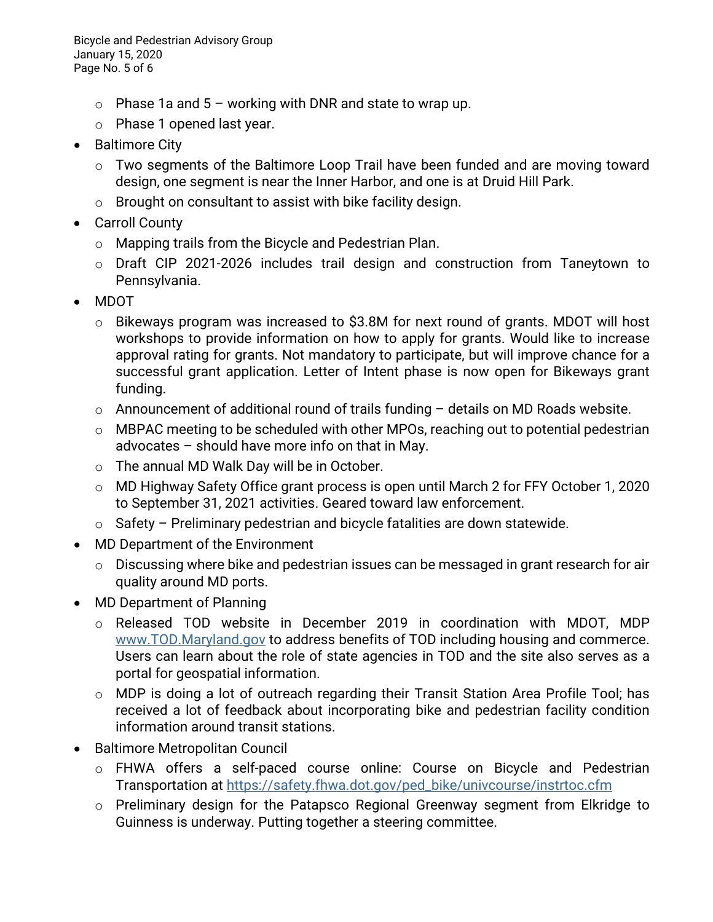- Phase 1a and 5 – working with DNR and state to wrap up.
  - Phase 1 opened last year.
- Baltimore City
  - Two segments of the Baltimore Loop Trail have been funded and are moving toward design, one segment is near the Inner Harbor, and one is at Druid Hill Park.
  - Brought on consultant to assist with bike facility design.
- Carroll County
  - Mapping trails from the Bicycle and Pedestrian Plan.
  - Draft CIP 2021-2026 includes trail design and construction from Taneytown to Pennsylvania.
- MDOT
  - Bikeways program was increased to $3.8M for next round of grants. MDOT will host workshops to provide information on how to apply for grants. Would like to increase approval rating for grants. Not mandatory to participate, but will improve chance for a successful grant application. Letter of Intent phase is now open for Bikeways grant funding.
  - Announcement of additional round of trails funding – details on MD Roads website.
  - MBPAC meeting to be scheduled with other MPOs, reaching out to potential pedestrian advocates – should have more info on that in May.
  - The annual MD Walk Day will be in October.
  - MD Highway Safety Office grant process is open until March 2 for FFY October 1, 2020 to September 31, 2021 activities. Geared toward law enforcement.
  - Safety – Preliminary pedestrian and bicycle fatalities are down statewide.
- MD Department of the Environment
  - Discussing where bike and pedestrian issues can be messaged in grant research for air quality around MD ports.
- MD Department of Planning
  - Released TOD website in December 2019 in coordination with MDOT, MDP [www.TOD.Maryland.gov](www.TOD.Maryland.gov) to address benefits of TOD including housing and commerce. Users can learn about the role of state agencies in TOD and the site also serves as a portal for geospatial information.
  - MDP is doing a lot of outreach regarding their Transit Station Area Profile Tool; has received a lot of feedback about incorporating bike and pedestrian facility condition information around transit stations.
- Baltimore Metropolitan Council
  - FHWA offers a self-paced course online: Course on Bicycle and Pedestrian Transportation at [https://safety.fhwa.dot.gov/ped_bike/univcourse/instrtoc.cfm](https://safety.fhwa.dot.gov/ped_bike/univcourse/instrtoc.cfm)
  - Preliminary design for the Patapsco Regional Greenway segment from Elkridge to Guinness is underway. Putting together a steering committee.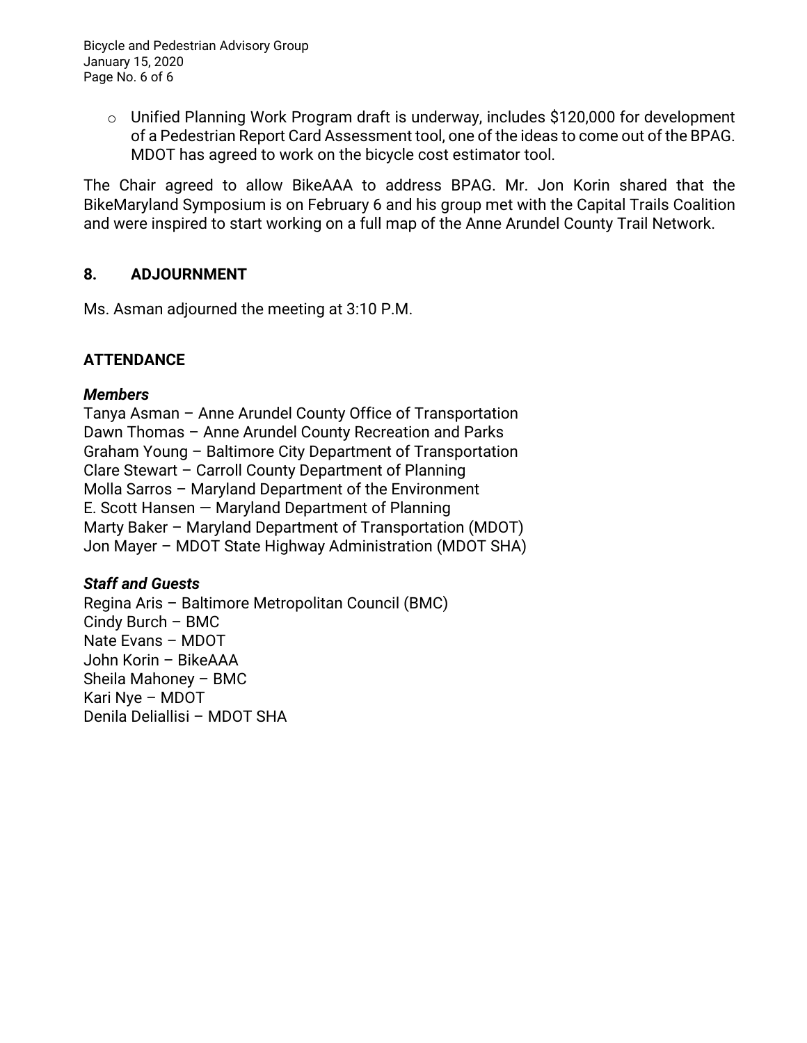- Unified Planning Work Program draft is underway, includes $120,000 for development of a Pedestrian Report Card Assessment tool, one of the ideas to come out of the BPAG. MDOT has agreed to work on the bicycle cost estimator tool.

The Chair agreed to allow BikeAAA to address BPAG. Mr. Jon Korin shared that the BikeMaryland Symposium is on February 6 and his group met with the Capital Trails Coalition and were inspired to start working on a full map of the Anne Arundel County Trail Network.

## 8. ADJOURNMENT

Ms. Asman adjourned the meeting at 3:10 P.M.

## ATTENDANCE

***Members***

Tanya Asman – Anne Arundel County Office of Transportation
Dawn Thomas – Anne Arundel County Recreation and Parks
Graham Young – Baltimore City Department of Transportation
Clare Stewart – Carroll County Department of Planning
Molla Sarros – Maryland Department of the Environment
E. Scott Hansen — Maryland Department of Planning
Marty Baker – Maryland Department of Transportation (MDOT)
Jon Mayer – MDOT State Highway Administration (MDOT SHA)

***Staff and Guests***

Regina Aris – Baltimore Metropolitan Council (BMC)
Cindy Burch – BMC
Nate Evans – MDOT
John Korin – BikeAAA
Sheila Mahoney – BMC
Kari Nye – MDOT
Denila Deliallisi – MDOT SHA